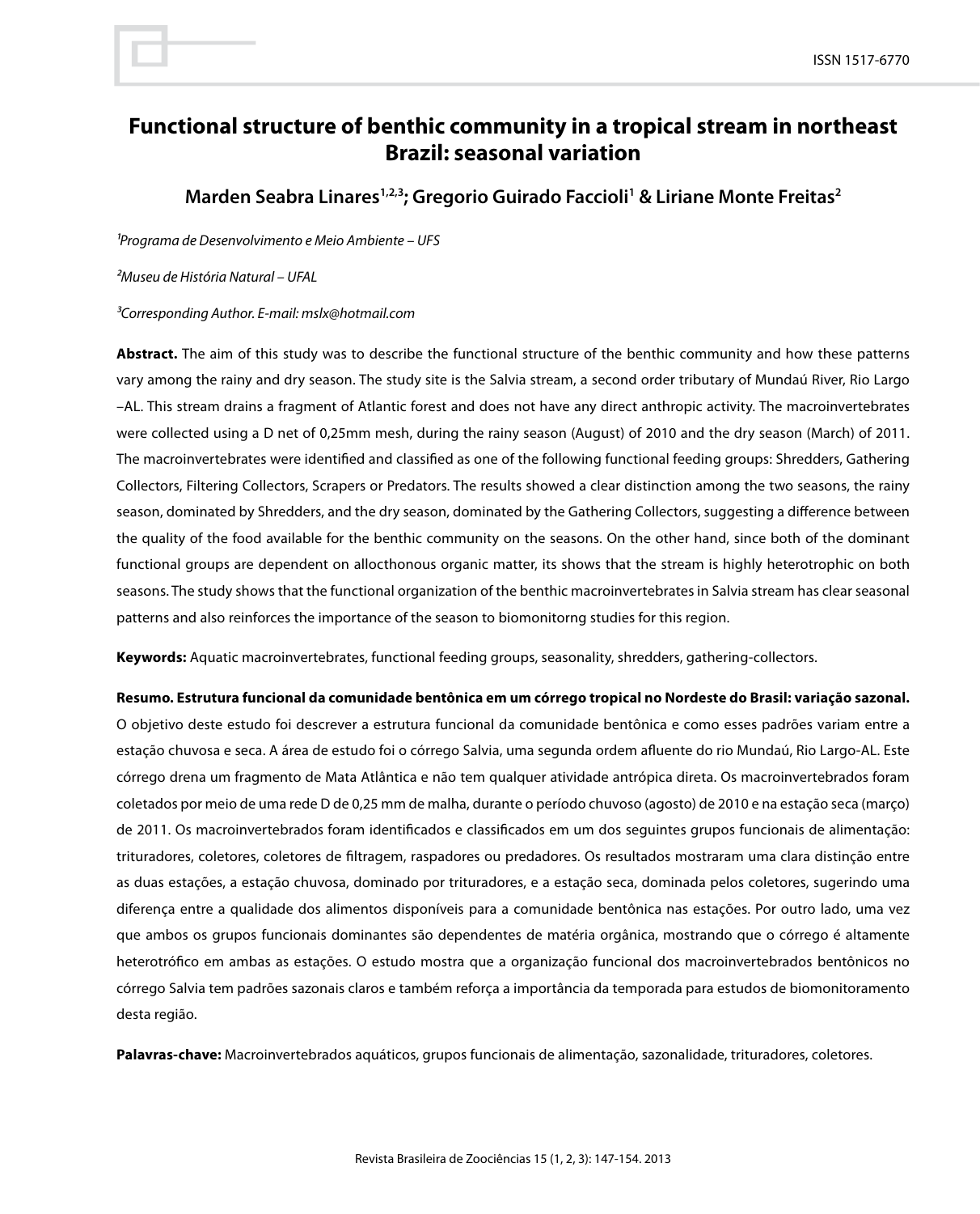# Functional structure of benthic community in a tropical stream in northeast Brazil: seasonal variation

**Marden Seabra Linares[1,2,3]; Gregorio Guirado Faccioli[1] & Liriane Monte Freitas[2]**

*[1]Programa de Desenvolvimento e Meio Ambiente – UFS*

*[2]Museu de História Natural – UFAL*

*[3]Corresponding Author. E-mail: mslx@hotmail.com*

**Abstract.** The aim of this study was to describe the functional structure of the benthic community and how these patterns vary among the rainy and dry season. The study site is the Salvia stream, a second order tributary of Mundaú River, Rio Largo –AL. This stream drains a fragment of Atlantic forest and does not have any direct anthropic activity. The macroinvertebrates were collected using a D net of 0,25mm mesh, during the rainy season (August) of 2010 and the dry season (March) of 2011. The macroinvertebrates were identified and classified as one of the following functional feeding groups: Shredders, Gathering Collectors, Filtering Collectors, Scrapers or Predators. The results showed a clear distinction among the two seasons, the rainy season, dominated by Shredders, and the dry season, dominated by the Gathering Collectors, suggesting a difference between the quality of the food available for the benthic community on the seasons. On the other hand, since both of the dominant functional groups are dependent on allocthonous organic matter, its shows that the stream is highly heterotrophic on both seasons. The study shows that the functional organization of the benthic macroinvertebrates in Salvia stream has clear seasonal patterns and also reinforces the importance of the season to biomonitorng studies for this region.

**Keywords:** Aquatic macroinvertebrates, functional feeding groups, seasonality, shredders, gathering-collectors.

**Resumo. Estrutura funcional da comunidade bentônica em um córrego tropical no Nordeste do Brasil: variação sazonal.** O objetivo deste estudo foi descrever a estrutura funcional da comunidade bentônica e como esses padrões variam entre a estação chuvosa e seca. A área de estudo foi o córrego Salvia, uma segunda ordem afluente do rio Mundaú, Rio Largo-AL. Este córrego drena um fragmento de Mata Atlântica e não tem qualquer atividade antrópica direta. Os macroinvertebrados foram coletados por meio de uma rede D de 0,25 mm de malha, durante o período chuvoso (agosto) de 2010 e na estação seca (março) de 2011. Os macroinvertebrados foram identificados e classificados em um dos seguintes grupos funcionais de alimentação: trituradores, coletores, coletores de filtragem, raspadores ou predadores. Os resultados mostraram uma clara distinção entre as duas estações, a estação chuvosa, dominado por trituradores, e a estação seca, dominada pelos coletores, sugerindo uma diferença entre a qualidade dos alimentos disponíveis para a comunidade bentônica nas estações. Por outro lado, uma vez que ambos os grupos funcionais dominantes são dependentes de matéria orgânica, mostrando que o córrego é altamente heterotrófico em ambas as estações. O estudo mostra que a organização funcional dos macroinvertebrados bentônicos no córrego Salvia tem padrões sazonais claros e também reforça a importância da temporada para estudos de biomonitoramento desta região.

**Palavras-chave:** Macroinvertebrados aquáticos, grupos funcionais de alimentação, sazonalidade, trituradores, coletores.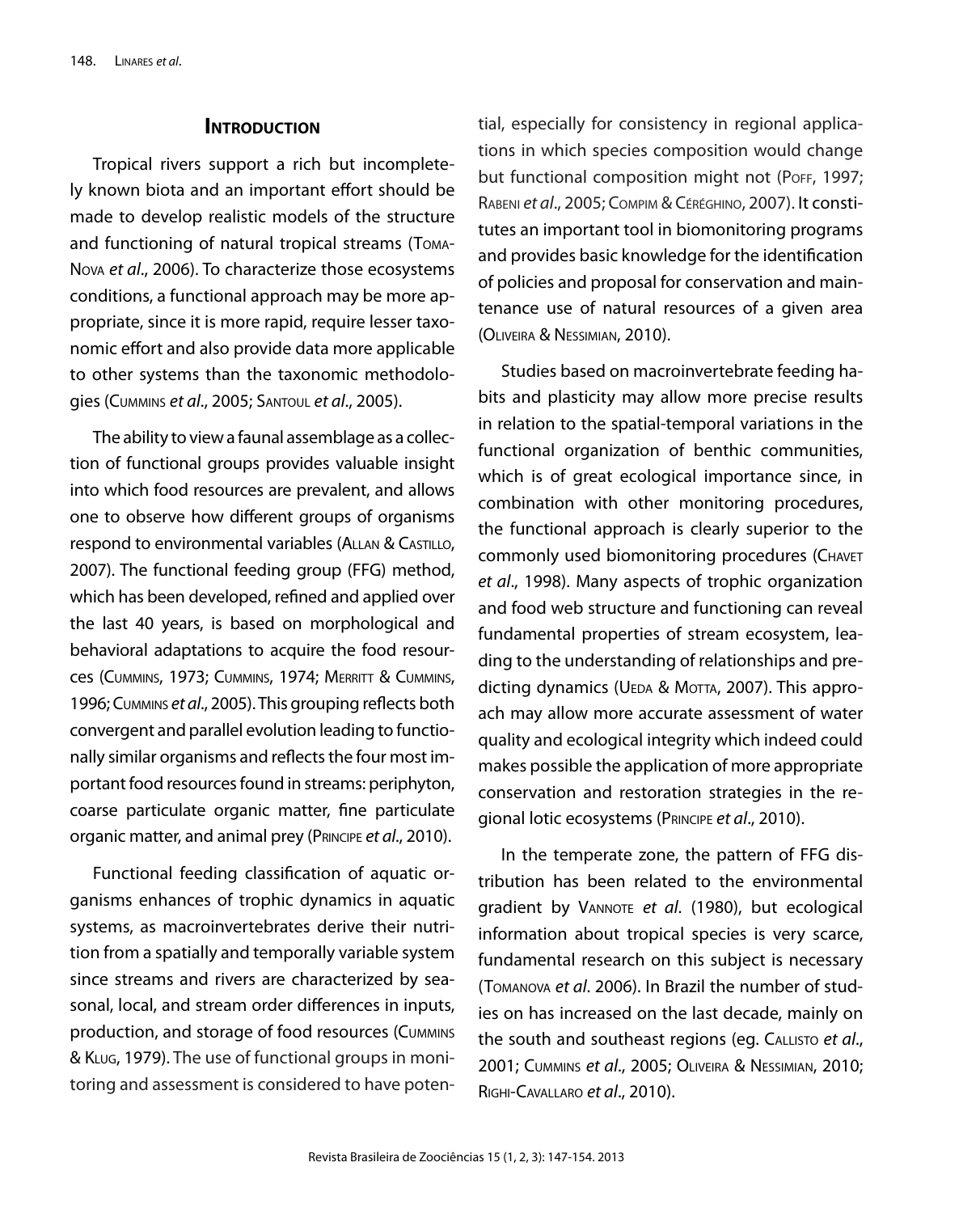## Introduction

Tropical rivers support a rich but incompletely known biota and an important effort should be made to develop realistic models of the structure and functioning of natural tropical streams (Toma-Nova *et al*., 2006). To characterize those ecosystems conditions, a functional approach may be more appropriate, since it is more rapid, require lesser taxonomic effort and also provide data more applicable to other systems than the taxonomic methodologies (Cummins *et al*., 2005; Santoul *et al*., 2005).

The ability to view a faunal assemblage as a collection of functional groups provides valuable insight into which food resources are prevalent, and allows one to observe how different groups of organisms respond to environmental variables (Allan & Castillo, 2007). The functional feeding group (FFG) method, which has been developed, refined and applied over the last 40 years, is based on morphological and behavioral adaptations to acquire the food resources (Cummins, 1973; Cummins, 1974; Merritt & Cummins, 1996; Cummins *et al*., 2005). This grouping reflects both convergent and parallel evolution leading to functionally similar organisms and reflects the four most important food resources found in streams: periphyton, coarse particulate organic matter, fine particulate organic matter, and animal prey (Principe *et al*., 2010).

Functional feeding classification of aquatic organisms enhances of trophic dynamics in aquatic systems, as macroinvertebrates derive their nutrition from a spatially and temporally variable system since streams and rivers are characterized by seasonal, local, and stream order differences in inputs, production, and storage of food resources (Cummins & Klug, 1979). The use of functional groups in monitoring and assessment is considered to have potential, especially for consistency in regional applications in which species composition would change but functional composition might not (Poff, 1997; Rabeni *et al*., 2005; Compim & Céréghino, 2007). It constitutes an important tool in biomonitoring programs and provides basic knowledge for the identification of policies and proposal for conservation and maintenance use of natural resources of a given area (Oliveira & Nessimian, 2010).

Studies based on macroinvertebrate feeding habits and plasticity may allow more precise results in relation to the spatial-temporal variations in the functional organization of benthic communities, which is of great ecological importance since, in combination with other monitoring procedures, the functional approach is clearly superior to the commonly used biomonitoring procedures (Chavet *et al*., 1998). Many aspects of trophic organization and food web structure and functioning can reveal fundamental properties of stream ecosystem, leading to the understanding of relationships and predicting dynamics (Ueda & Motta, 2007). This approach may allow more accurate assessment of water quality and ecological integrity which indeed could makes possible the application of more appropriate conservation and restoration strategies in the regional lotic ecosystems (Principe *et al*., 2010).

In the temperate zone, the pattern of FFG distribution has been related to the environmental gradient by Vannote *et al*. (1980), but ecological information about tropical species is very scarce, fundamental research on this subject is necessary (Tomanova *et al*. 2006). In Brazil the number of studies on has increased on the last decade, mainly on the south and southeast regions (eg. Callisto *et al*., 2001; Cummins *et al*., 2005; Oliveira & Nessimian, 2010; Righi-Cavallaro *et al*., 2010).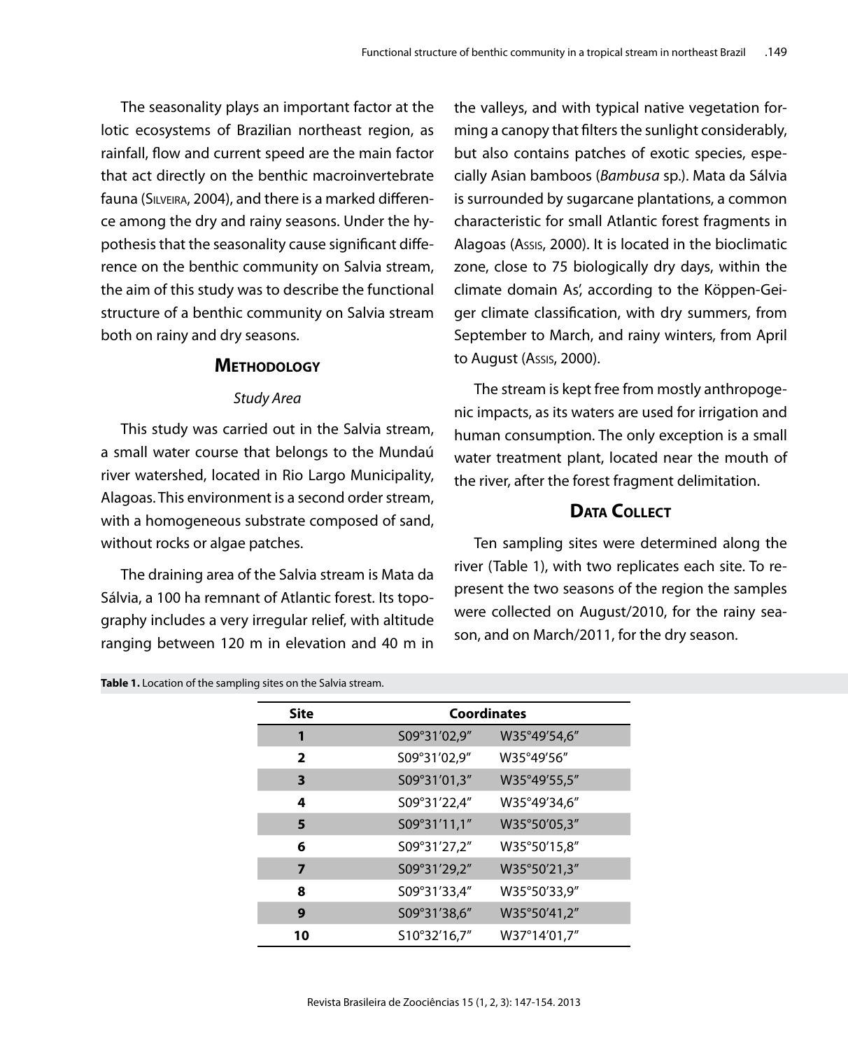The seasonality plays an important factor at the lotic ecosystems of Brazilian northeast region, as rainfall, flow and current speed are the main factor that act directly on the benthic macroinvertebrate fauna (Silveira, 2004), and there is a marked difference among the dry and rainy seasons. Under the hypothesis that the seasonality cause significant difference on the benthic community on Salvia stream, the aim of this study was to describe the functional structure of a benthic community on Salvia stream both on rainy and dry seasons.

## Methodology

### *Study Area*

This study was carried out in the Salvia stream, a small water course that belongs to the Mundaú river watershed, located in Rio Largo Municipality, Alagoas. This environment is a second order stream, with a homogeneous substrate composed of sand, without rocks or algae patches.

The draining area of the Salvia stream is Mata da Sálvia, a 100 ha remnant of Atlantic forest. Its topography includes a very irregular relief, with altitude ranging between 120 m in elevation and 40 m in the valleys, and with typical native vegetation forming a canopy that filters the sunlight considerably, but also contains patches of exotic species, especially Asian bamboos (*Bambusa* sp.). Mata da Sálvia is surrounded by sugarcane plantations, a common characteristic for small Atlantic forest fragments in Alagoas (Assis, 2000). It is located in the bioclimatic zone, close to 75 biologically dry days, within the climate domain As', according to the Köppen-Geiger climate classification, with dry summers, from September to March, and rainy winters, from April to August (Assis, 2000).

The stream is kept free from mostly anthropogenic impacts, as its waters are used for irrigation and human consumption. The only exception is a small water treatment plant, located near the mouth of the river, after the forest fragment delimitation.

## Data Collect

Ten sampling sites were determined along the river (Table 1), with two replicates each site. To represent the two seasons of the region the samples were collected on August/2010, for the rainy season, and on March/2011, for the dry season.

**Table 1.** Location of the sampling sites on the Salvia stream.

| Site | Coordinates | |
|---|---|---|
| **1** | S09°31'02,9" | W35°49'54,6" |
| **2** | S09°31'02,9" | W35°49'56" |
| **3** | S09°31'01,3" | W35°49'55,5" |
| **4** | S09°31'22,4" | W35°49'34,6" |
| **5** | S09°31'11,1" | W35°50'05,3" |
| **6** | S09°31'27,2" | W35°50'15,8" |
| **7** | S09°31'29,2" | W35°50'21,3" |
| **8** | S09°31'33,4" | W35°50'33,9" |
| **9** | S09°31'38,6" | W35°50'41,2" |
| **10** | S10°32'16,7" | W37°14'01,7" |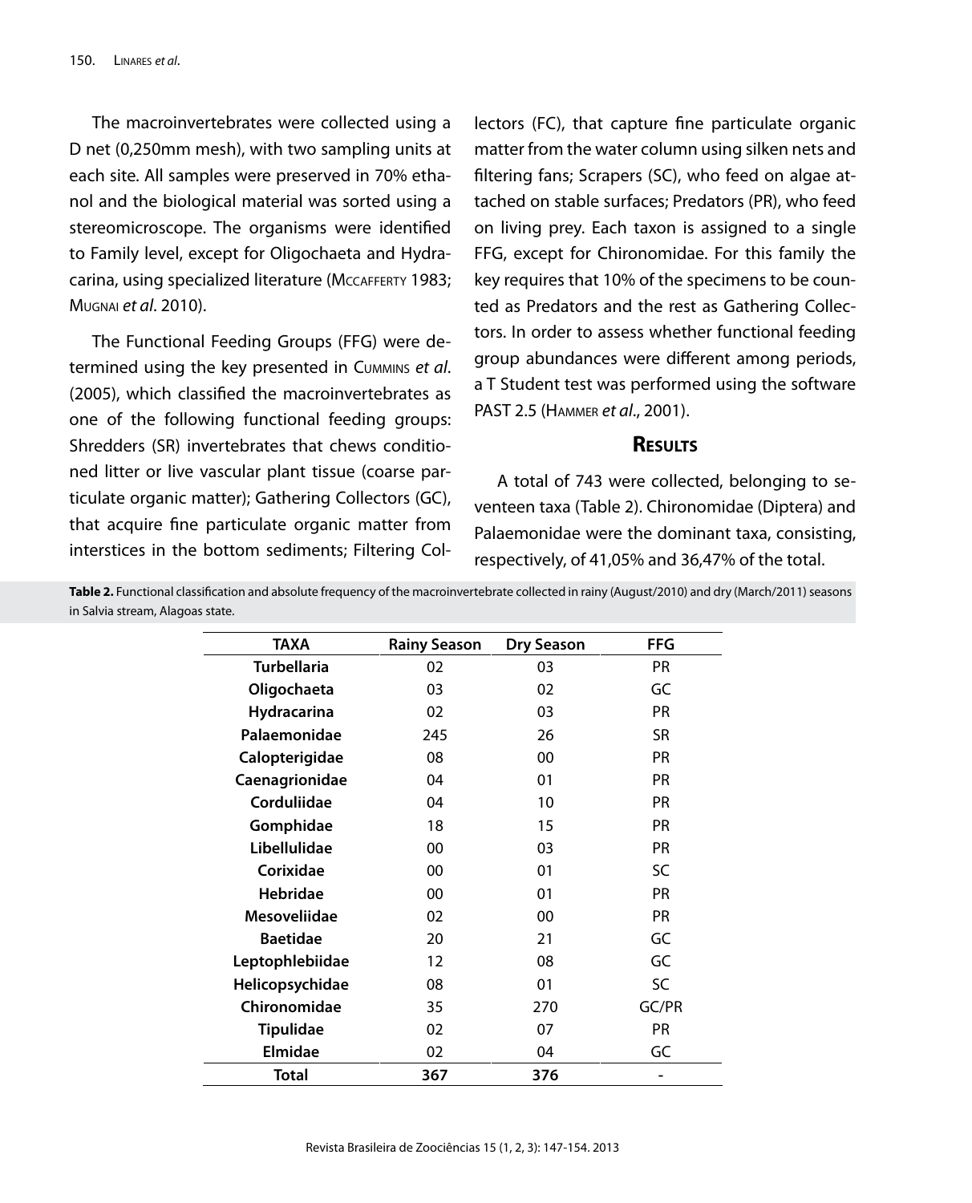The macroinvertebrates were collected using a D net (0,250mm mesh), with two sampling units at each site. All samples were preserved in 70% ethanol and the biological material was sorted using a stereomicroscope. The organisms were identified to Family level, except for Oligochaeta and Hydracarina, using specialized literature (McCafferty 1983; Mugnai *et al*. 2010).

The Functional Feeding Groups (FFG) were determined using the key presented in Cummins *et al*. (2005), which classified the macroinvertebrates as one of the following functional feeding groups: Shredders (SR) invertebrates that chews conditioned litter or live vascular plant tissue (coarse particulate organic matter); Gathering Collectors (GC), that acquire fine particulate organic matter from interstices in the bottom sediments; Filtering Collectors (FC), that capture fine particulate organic matter from the water column using silken nets and filtering fans; Scrapers (SC), who feed on algae attached on stable surfaces; Predators (PR), who feed on living prey. Each taxon is assigned to a single FFG, except for Chironomidae. For this family the key requires that 10% of the specimens to be counted as Predators and the rest as Gathering Collectors. In order to assess whether functional feeding group abundances were different among periods, a T Student test was performed using the software PAST 2.5 (Hammer *et al*., 2001).

## Results

A total of 743 were collected, belonging to seventeen taxa (Table 2). Chironomidae (Diptera) and Palaemonidae were the dominant taxa, consisting, respectively, of 41,05% and 36,47% of the total.

**Table 2.** Functional classification and absolute frequency of the macroinvertebrate collected in rainy (August/2010) and dry (March/2011) seasons in Salvia stream, Alagoas state.

| TAXA | Rainy Season | Dry Season | FFG |
|---|---|---|---|
| **Turbellaria** | 02 | 03 | PR |
| **Oligochaeta** | 03 | 02 | GC |
| **Hydracarina** | 02 | 03 | PR |
| **Palaemonidae** | 245 | 26 | SR |
| **Calopterigidae** | 08 | 00 | PR |
| **Caenagrionidae** | 04 | 01 | PR |
| **Corduliidae** | 04 | 10 | PR |
| **Gomphidae** | 18 | 15 | PR |
| **Libellulidae** | 00 | 03 | PR |
| **Corixidae** | 00 | 01 | SC |
| **Hebridae** | 00 | 01 | PR |
| **Mesoveliidae** | 02 | 00 | PR |
| **Baetidae** | 20 | 21 | GC |
| **Leptophlebiidae** | 12 | 08 | GC |
| **Helicopsychidae** | 08 | 01 | SC |
| **Chironomidae** | 35 | 270 | GC/PR |
| **Tipulidae** | 02 | 07 | PR |
| **Elmidae** | 02 | 04 | GC |
| **Total** | **367** | **376** | - |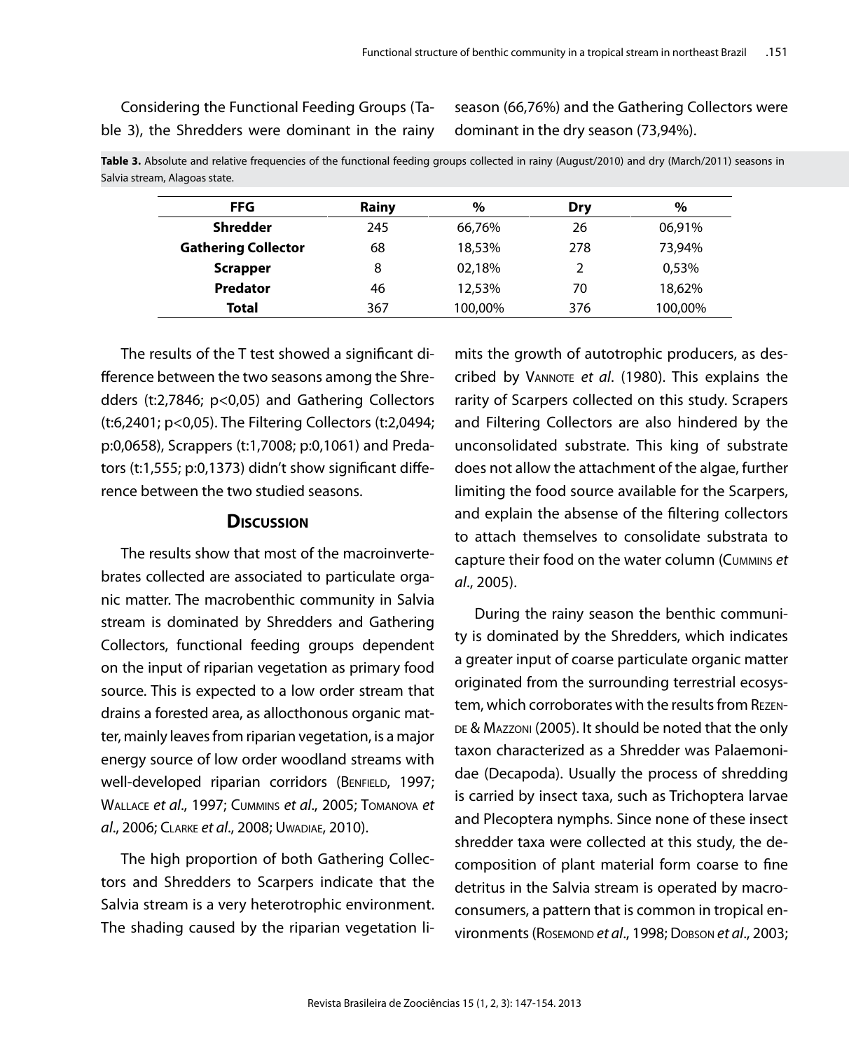Considering the Functional Feeding Groups (Table 3), the Shredders were dominant in the rainy season (66,76%) and the Gathering Collectors were dominant in the dry season (73,94%).

**Table 3.** Absolute and relative frequencies of the functional feeding groups collected in rainy (August/2010) and dry (March/2011) seasons in Salvia stream, Alagoas state.

| FFG | Rainy | % | Dry | % |
|---|---|---|---|---|
| **Shredder** | 245 | 66,76% | 26 | 06,91% |
| **Gathering Collector** | 68 | 18,53% | 278 | 73,94% |
| **Scrapper** | 8 | 02,18% | 2 | 0,53% |
| **Predator** | 46 | 12,53% | 70 | 18,62% |
| **Total** | 367 | 100,00% | 376 | 100,00% |

The results of the T test showed a significant difference between the two seasons among the Shredders (t:2,7846; p<0,05) and Gathering Collectors (t:6,2401; p<0,05). The Filtering Collectors (t:2,0494; p:0,0658), Scrappers (t:1,7008; p:0,1061) and Predators (t:1,555; p:0,1373) didn't show significant difference between the two studied seasons.

## Discussion

The results show that most of the macroinvertebrates collected are associated to particulate organic matter. The macrobenthic community in Salvia stream is dominated by Shredders and Gathering Collectors, functional feeding groups dependent on the input of riparian vegetation as primary food source. This is expected to a low order stream that drains a forested area, as allocthonous organic matter, mainly leaves from riparian vegetation, is a major energy source of low order woodland streams with well-developed riparian corridors (Benfield, 1997; Wallace *et al*., 1997; Cummins *et al*., 2005; Tomanova *et al*., 2006; Clarke *et al*., 2008; Uwadiae, 2010).

The high proportion of both Gathering Collectors and Shredders to Scarpers indicate that the Salvia stream is a very heterotrophic environment. The shading caused by the riparian vegetation limits the growth of autotrophic producers, as described by Vannote *et al*. (1980). This explains the rarity of Scarpers collected on this study. Scrapers and Filtering Collectors are also hindered by the unconsolidated substrate. This king of substrate does not allow the attachment of the algae, further limiting the food source available for the Scarpers, and explain the absense of the filtering collectors to attach themselves to consolidate substrata to capture their food on the water column (Cummins *et al*., 2005).

During the rainy season the benthic community is dominated by the Shredders, which indicates a greater input of coarse particulate organic matter originated from the surrounding terrestrial ecosystem, which corroborates with the results from Rezende & Mazzoni (2005). It should be noted that the only taxon characterized as a Shredder was Palaemonidae (Decapoda). Usually the process of shredding is carried by insect taxa, such as Trichoptera larvae and Plecoptera nymphs. Since none of these insect shredder taxa were collected at this study, the decomposition of plant material form coarse to fine detritus in the Salvia stream is operated by macroconsumers, a pattern that is common in tropical environments (Rosemond *et al*., 1998; Dobson *et al*., 2003;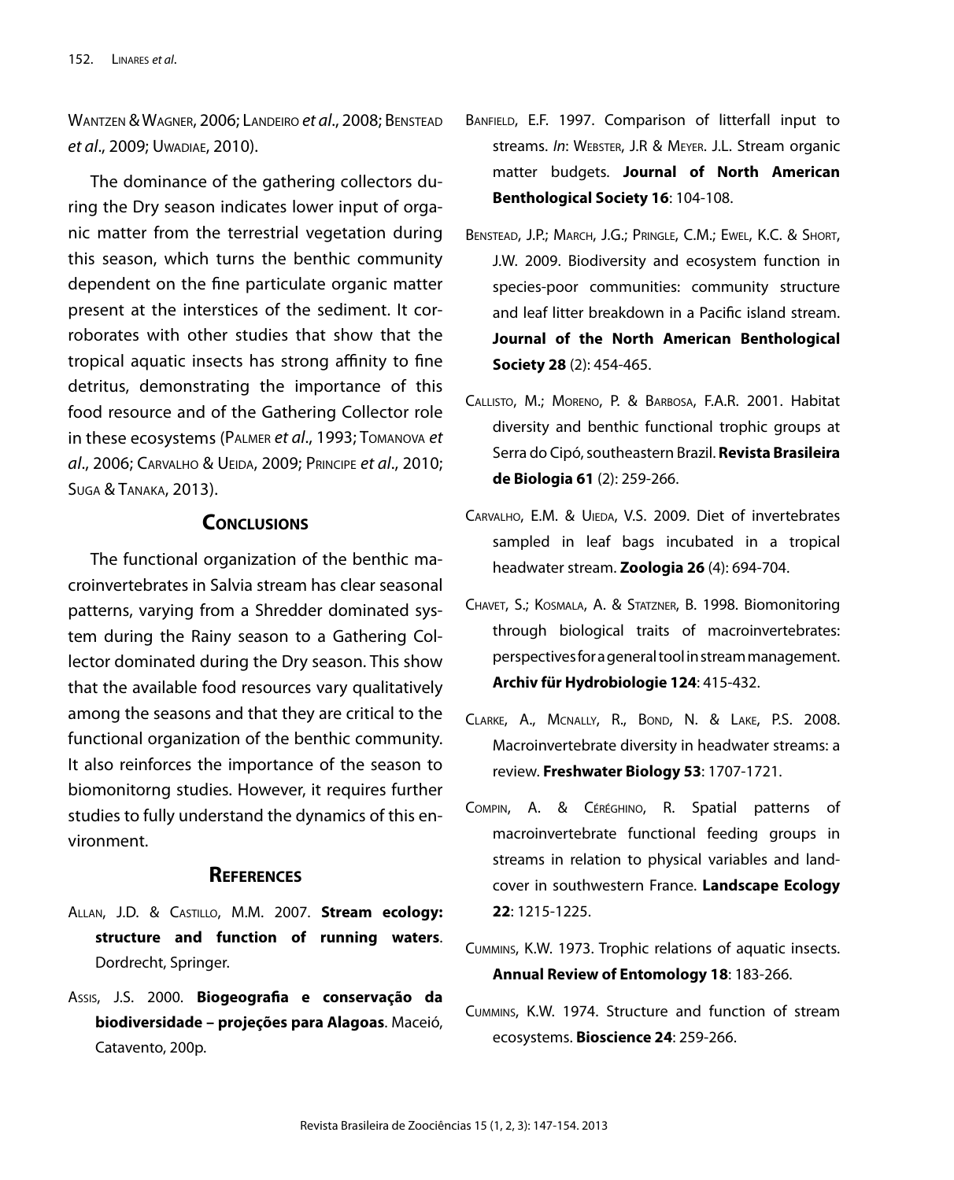Wantzen & Wagner, 2006; Landeiro *et al*., 2008; Benstead *et al*., 2009; Uwadiae, 2010).

The dominance of the gathering collectors during the Dry season indicates lower input of organic matter from the terrestrial vegetation during this season, which turns the benthic community dependent on the fine particulate organic matter present at the interstices of the sediment. It corroborates with other studies that show that the tropical aquatic insects has strong affinity to fine detritus, demonstrating the importance of this food resource and of the Gathering Collector role in these ecosystems (Palmer *et al*., 1993; Tomanova *et al*., 2006; Carvalho & Ueida, 2009; Principe *et al*., 2010; Suga & Tanaka, 2013).

## Conclusions

The functional organization of the benthic macroinvertebrates in Salvia stream has clear seasonal patterns, varying from a Shredder dominated system during the Rainy season to a Gathering Collector dominated during the Dry season. This show that the available food resources vary qualitatively among the seasons and that they are critical to the functional organization of the benthic community. It also reinforces the importance of the season to biomonitorng studies. However, it requires further studies to fully understand the dynamics of this environment.

## References

Allan, J.D. & Castillo, M.M. 2007. **Stream ecology: structure and function of running waters**. Dordrecht, Springer.

Assis, J.S. 2000. **Biogeografia e conservação da biodiversidade – projeções para Alagoas**. Maceió, Catavento, 200p.

Banfield, E.F. 1997. Comparison of litterfall input to streams. *In*: Webster, J.R & Meyer. J.L. Stream organic matter budgets. **Journal of North American Benthological Society 16**: 104-108.

Benstead, J.P.; March, J.G.; Pringle, C.M.; Ewel, K.C. & Short, J.W. 2009. Biodiversity and ecosystem function in species-poor communities: community structure and leaf litter breakdown in a Pacific island stream. **Journal of the North American Benthological Society 28** (2): 454-465.

Callisto, M.; Moreno, P. & Barbosa, F.A.R. 2001. Habitat diversity and benthic functional trophic groups at Serra do Cipó, southeastern Brazil. **Revista Brasileira de Biologia 61** (2): 259-266.

Carvalho, E.M. & Uieda, V.S. 2009. Diet of invertebrates sampled in leaf bags incubated in a tropical headwater stream. **Zoologia 26** (4): 694-704.

Chavet, S.; Kosmala, A. & Statzner, B. 1998. Biomonitoring through biological traits of macroinvertebrates: perspectives for a general tool in stream management. **Archiv für Hydrobiologie 124**: 415-432.

Clarke, A., Mcnally, R., Bond, N. & Lake, P.S. 2008. Macroinvertebrate diversity in headwater streams: a review. **Freshwater Biology 53**: 1707-1721.

Compin, A. & Céréghino, R. Spatial patterns of macroinvertebrate functional feeding groups in streams in relation to physical variables and land-cover in southwestern France. **Landscape Ecology 22**: 1215-1225.

Cummins, K.W. 1973. Trophic relations of aquatic insects. **Annual Review of Entomology 18**: 183-266.

Cummins, K.W. 1974. Structure and function of stream ecosystems. **Bioscience 24**: 259-266.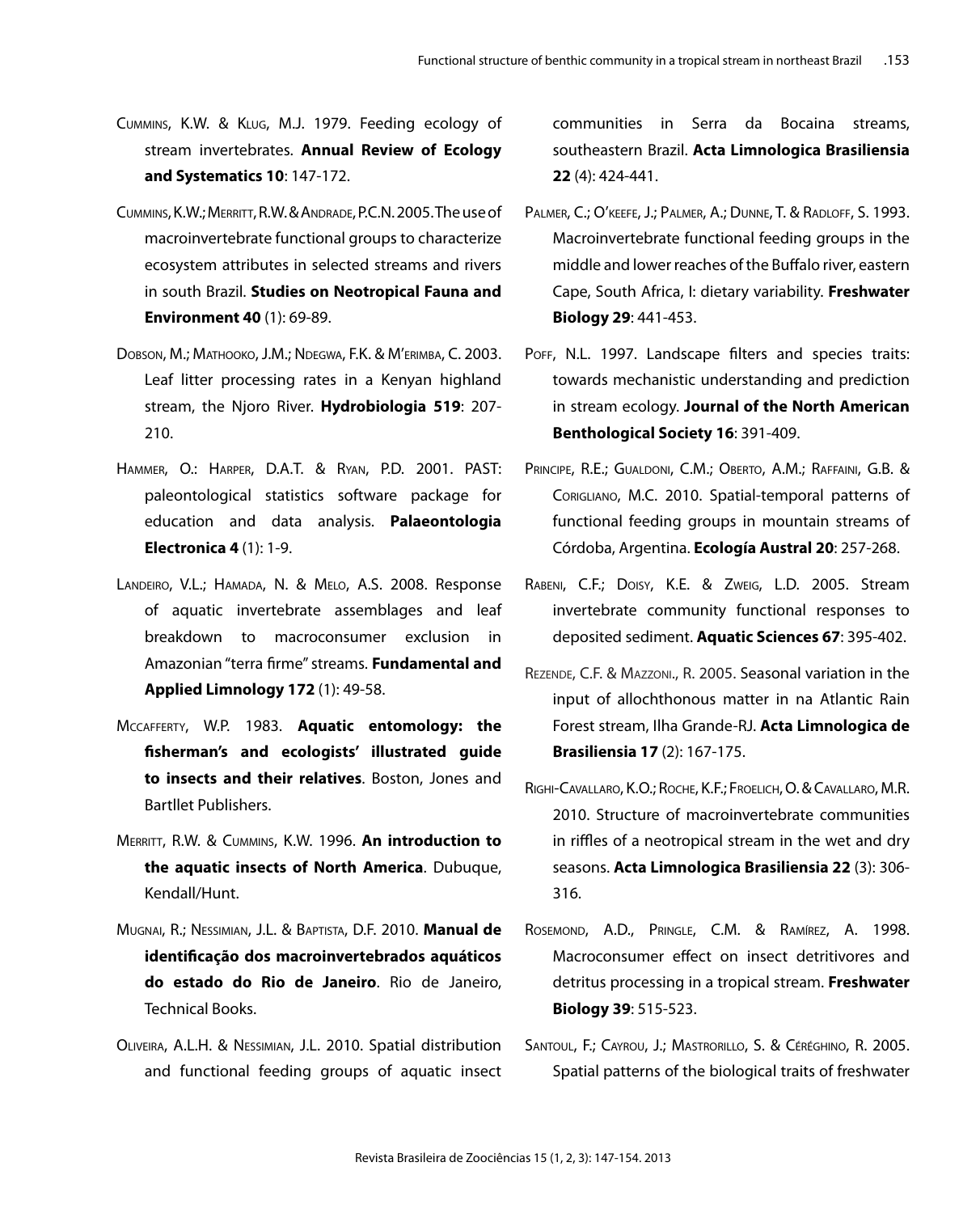Cummins, K.W. & Klug, M.J. 1979. Feeding ecology of stream invertebrates. **Annual Review of Ecology and Systematics 10**: 147-172.

Cummins, K.W.; Merritt, R.W. & Andrade, P.C.N. 2005. The use of macroinvertebrate functional groups to characterize ecosystem attributes in selected streams and rivers in south Brazil. **Studies on Neotropical Fauna and Environment 40** (1): 69-89.

Dobson, M.; Mathooko, J.M.; Ndegwa, F.K. & M'erimba, C. 2003. Leaf litter processing rates in a Kenyan highland stream, the Njoro River. **Hydrobiologia 519**: 207-210.

Hammer, O.: Harper, D.A.T. & Ryan, P.D. 2001. PAST: paleontological statistics software package for education and data analysis. **Palaeontologia Electronica 4** (1): 1-9.

Landeiro, V.L.; Hamada, N. & Melo, A.S. 2008. Response of aquatic invertebrate assemblages and leaf breakdown to macroconsumer exclusion in Amazonian "terra firme" streams. **Fundamental and Applied Limnology 172** (1): 49-58.

Mccafferty, W.P. 1983. **Aquatic entomology: the fisherman's and ecologists' illustrated guide to insects and their relatives**. Boston, Jones and Bartllet Publishers.

Merritt, R.W. & Cummins, K.W. 1996. **An introduction to the aquatic insects of North America**. Dubuque, Kendall/Hunt.

Mugnai, R.; Nessimian, J.L. & Baptista, D.F. 2010. **Manual de identificação dos macroinvertebrados aquáticos do estado do Rio de Janeiro**. Rio de Janeiro, Technical Books.

Oliveira, A.L.H. & Nessimian, J.L. 2010. Spatial distribution and functional feeding groups of aquatic insect communities in Serra da Bocaina streams, southeastern Brazil. **Acta Limnologica Brasiliensia 22** (4): 424-441.

Palmer, C.; O'keefe, J.; Palmer, A.; Dunne, T. & Radloff, S. 1993. Macroinvertebrate functional feeding groups in the middle and lower reaches of the Buffalo river, eastern Cape, South Africa, I: dietary variability. **Freshwater Biology 29**: 441-453.

Poff, N.L. 1997. Landscape filters and species traits: towards mechanistic understanding and prediction in stream ecology. **Journal of the North American Benthological Society 16**: 391-409.

Principe, R.E.; Gualdoni, C.M.; Oberto, A.M.; Raffaini, G.B. & Corigliano, M.C. 2010. Spatial-temporal patterns of functional feeding groups in mountain streams of Córdoba, Argentina. **Ecología Austral 20**: 257-268.

Rabeni, C.F.; Doisy, K.E. & Zweig, L.D. 2005. Stream invertebrate community functional responses to deposited sediment. **Aquatic Sciences 67**: 395-402.

Rezende, C.F. & Mazzoni., R. 2005. Seasonal variation in the input of allochthonous matter in na Atlantic Rain Forest stream, Ilha Grande-RJ. **Acta Limnologica de Brasiliensia 17** (2): 167-175.

Righi-Cavallaro, K.O.; Roche, K.F.; Froelich, O. & Cavallaro, M.R. 2010. Structure of macroinvertebrate communities in riffles of a neotropical stream in the wet and dry seasons. **Acta Limnologica Brasiliensia 22** (3): 306-316.

Rosemond, A.D., Pringle, C.M. & Ramírez, A. 1998. Macroconsumer effect on insect detritivores and detritus processing in a tropical stream. **Freshwater Biology 39**: 515-523.

Santoul, F.; Cayrou, J.; Mastrorillo, S. & Céréghino, R. 2005. Spatial patterns of the biological traits of freshwater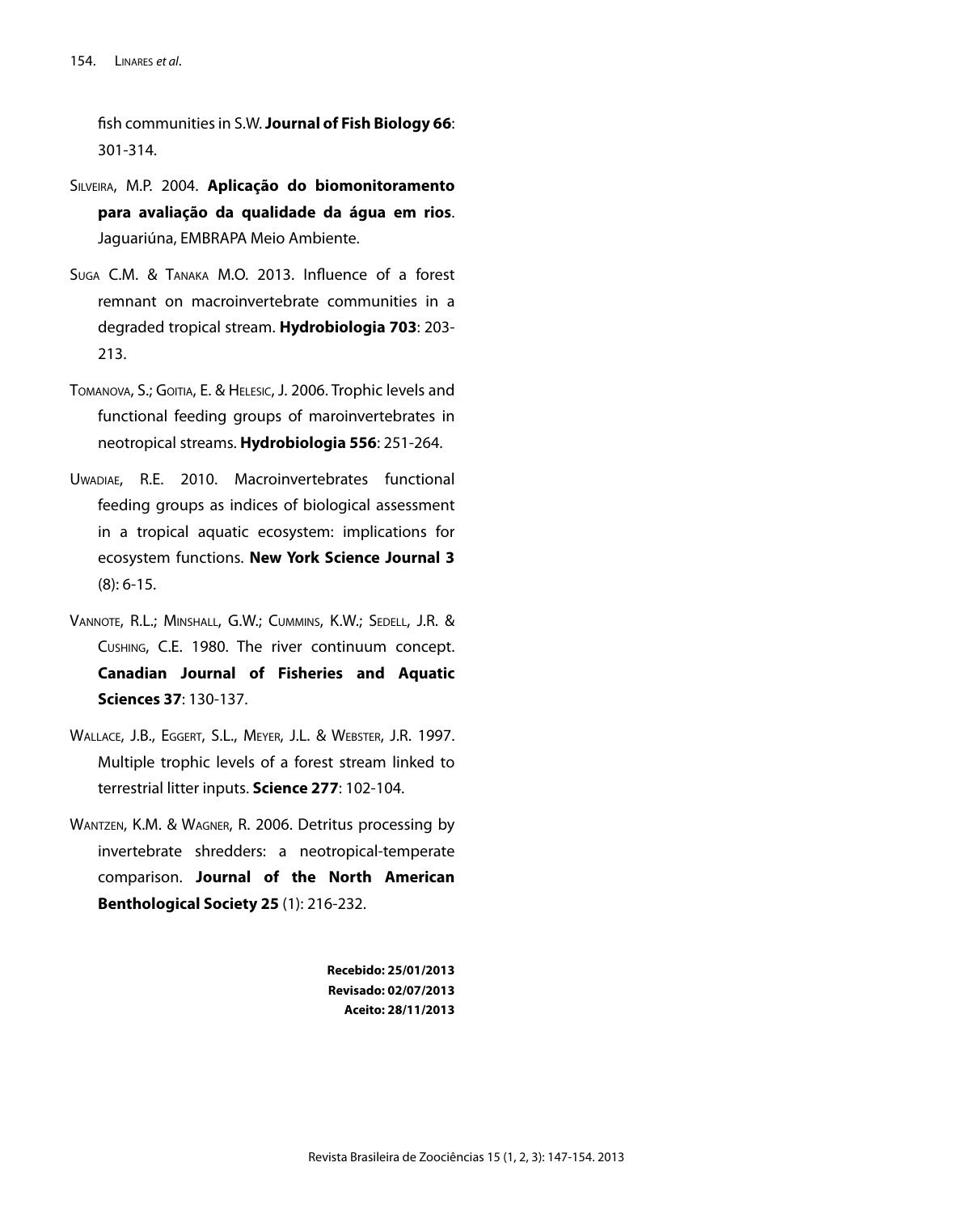fish communities in S.W. **Journal of Fish Biology 66**: 301-314.

Silveira, M.P. 2004. **Aplicação do biomonitoramento para avaliação da qualidade da água em rios**. Jaguariúna, EMBRAPA Meio Ambiente.

Suga C.M. & Tanaka M.O. 2013. Influence of a forest remnant on macroinvertebrate communities in a degraded tropical stream. **Hydrobiologia 703**: 203-213.

Tomanova, S.; Goitia, E. & Helesic, J. 2006. Trophic levels and functional feeding groups of maroinvertebrates in neotropical streams. **Hydrobiologia 556**: 251-264.

Uwadiae, R.E. 2010. Macroinvertebrates functional feeding groups as indices of biological assessment in a tropical aquatic ecosystem: implications for ecosystem functions. **New York Science Journal 3** (8): 6-15.

Vannote, R.L.; Minshall, G.W.; Cummins, K.W.; Sedell, J.R. & Cushing, C.E. 1980. The river continuum concept. **Canadian Journal of Fisheries and Aquatic Sciences 37**: 130-137.

Wallace, J.B., Eggert, S.L., Meyer, J.L. & Webster, J.R. 1997. Multiple trophic levels of a forest stream linked to terrestrial litter inputs. **Science 277**: 102-104.

Wantzen, K.M. & Wagner, R. 2006. Detritus processing by invertebrate shredders: a neotropical-temperate comparison. **Journal of the North American Benthological Society 25** (1): 216-232.

**Recebido: 25/01/2013**
**Revisado: 02/07/2013**
**Aceito: 28/11/2013**